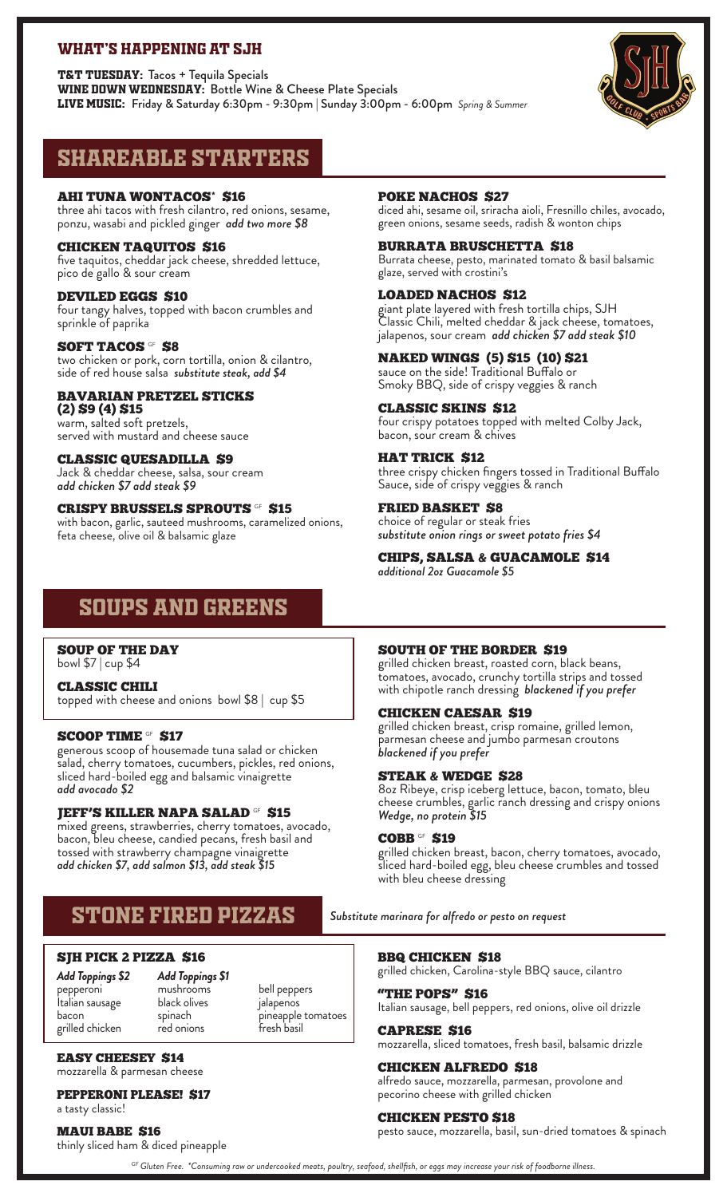## WHAT'S HAPPENING AT SJH

**T&T TUESDAY:** Tacos + Tequila Specials
**WINE DOWN WEDNESDAY:** Bottle Wine & Cheese Plate Specials
**LIVE MUSIC:** Friday & Saturday 6:30pm - 9:30pm | Sunday 3:00pm - 6:00pm *Spring & Summer*

# SHAREABLE STARTERS

### AHI TUNA WONTACOS* $16
three ahi tacos with fresh cilantro, red onions, sesame, ponzu, wasabi and pickled ginger *add two more $8*

### CHICKEN TAQUITOS $16
five taquitos, cheddar jack cheese, shredded lettuce, pico de gallo & sour cream

### DEVILED EGGS $10
four tangy halves, topped with bacon crumbles and sprinkle of paprika

### SOFT TACOS GF $8
two chicken or pork, corn tortilla, onion & cilantro, side of red house salsa *substitute steak, add $4*

### BAVARIAN PRETZEL STICKS (2) $9 (4) $15
warm, salted soft pretzels, served with mustard and cheese sauce

### CLASSIC QUESADILLA $9
Jack & cheddar cheese, salsa, sour cream
*add chicken $7 add steak $9*

### CRISPY BRUSSELS SPROUTS GF $15
with bacon, garlic, sauteed mushrooms, caramelized onions, feta cheese, olive oil & balsamic glaze

### POKE NACHOS $27
diced ahi, sesame oil, sriracha aioli, Fresnillo chiles, avocado, green onions, sesame seeds, radish & wonton chips

### BURRATA BRUSCHETTA $18
Burrata cheese, pesto, marinated tomato & basil balsamic glaze, served with crostini's

### LOADED NACHOS $12
giant plate layered with fresh tortilla chips, SJH Classic Chili, melted cheddar & jack cheese, tomatoes, jalapenos, sour cream *add chicken $7 add steak $10*

### NAKED WINGS (5) $15 (10) $21
sauce on the side! Traditional Buffalo or Smoky BBQ, side of crispy veggies & ranch

### CLASSIC SKINS $12
four crispy potatoes topped with melted Colby Jack, bacon, sour cream & chives

### HAT TRICK $12
three crispy chicken fingers tossed in Traditional Buffalo Sauce, side of crispy veggies & ranch

### FRIED BASKET $8
choice of regular or steak fries
*substitute onion rings or sweet potato fries $4*

### CHIPS, SALSA & GUACAMOLE $14
*additional 2oz Guacamole $5*

# SOUPS AND GREENS

### SOUP OF THE DAY
bowl $7 | cup $4

### CLASSIC CHILI
topped with cheese and onions bowl $8 | cup $5

### SCOOP TIME GF $17
generous scoop of housemade tuna salad or chicken salad, cherry tomatoes, cucumbers, pickles, red onions, sliced hard-boiled egg and balsamic vinaigrette
*add avocado $2*

### JEFF'S KILLER NAPA SALAD GF $15
mixed greens, strawberries, cherry tomatoes, avocado, bacon, bleu cheese, candied pecans, fresh basil and tossed with strawberry champagne vinaigrette
*add chicken $7, add salmon $13, add steak $15*

### SOUTH OF THE BORDER $19
grilled chicken breast, roasted corn, black beans, tomatoes, avocado, crunchy tortilla strips and tossed with chipotle ranch dressing *blackened if you prefer*

### CHICKEN CAESAR $19
grilled chicken breast, crisp romaine, grilled lemon, parmesan cheese and jumbo parmesan croutons
*blackened if you prefer*

### STEAK & WEDGE $28
8oz Ribeye, crisp iceberg lettuce, bacon, tomato, bleu cheese crumbles, garlic ranch dressing and crispy onions
*Wedge, no protein $15*

### COBB GF $19
grilled chicken breast, bacon, cherry tomatoes, avocado, sliced hard-boiled egg, bleu cheese crumbles and tossed with bleu cheese dressing

# STONE FIRED PIZZAS

*Substitute marinara for alfredo or pesto on request*

### SJH PICK 2 PIZZA $16

*Add Toppings $2*
pepperoni
Italian sausage
bacon
grilled chicken

*Add Toppings $1*
mushrooms
black olives
spinach
red onions
bell peppers
jalapenos
pineapple tomatoes
fresh basil

### EASY CHEESEY $14
mozzarella & parmesan cheese

### PEPPERONI PLEASE! $17
a tasty classic!

### MAUI BABE $16
thinly sliced ham & diced pineapple

### BBQ CHICKEN $18
grilled chicken, Carolina-style BBQ sauce, cilantro

### "THE POPS" $16
Italian sausage, bell peppers, red onions, olive oil drizzle

### CAPRESE $16
mozzarella, sliced tomatoes, fresh basil, balsamic drizzle

### CHICKEN ALFREDO $18
alfredo sauce, mozzarella, parmesan, provolone and pecorino cheese with grilled chicken

### CHICKEN PESTO $18
pesto sauce, mozzarella, basil, sun-dried tomatoes & spinach

*GF Gluten Free. *Consuming raw or undercooked meats, poultry, seafood, shellfish, or eggs may increase your risk of foodborne illness.*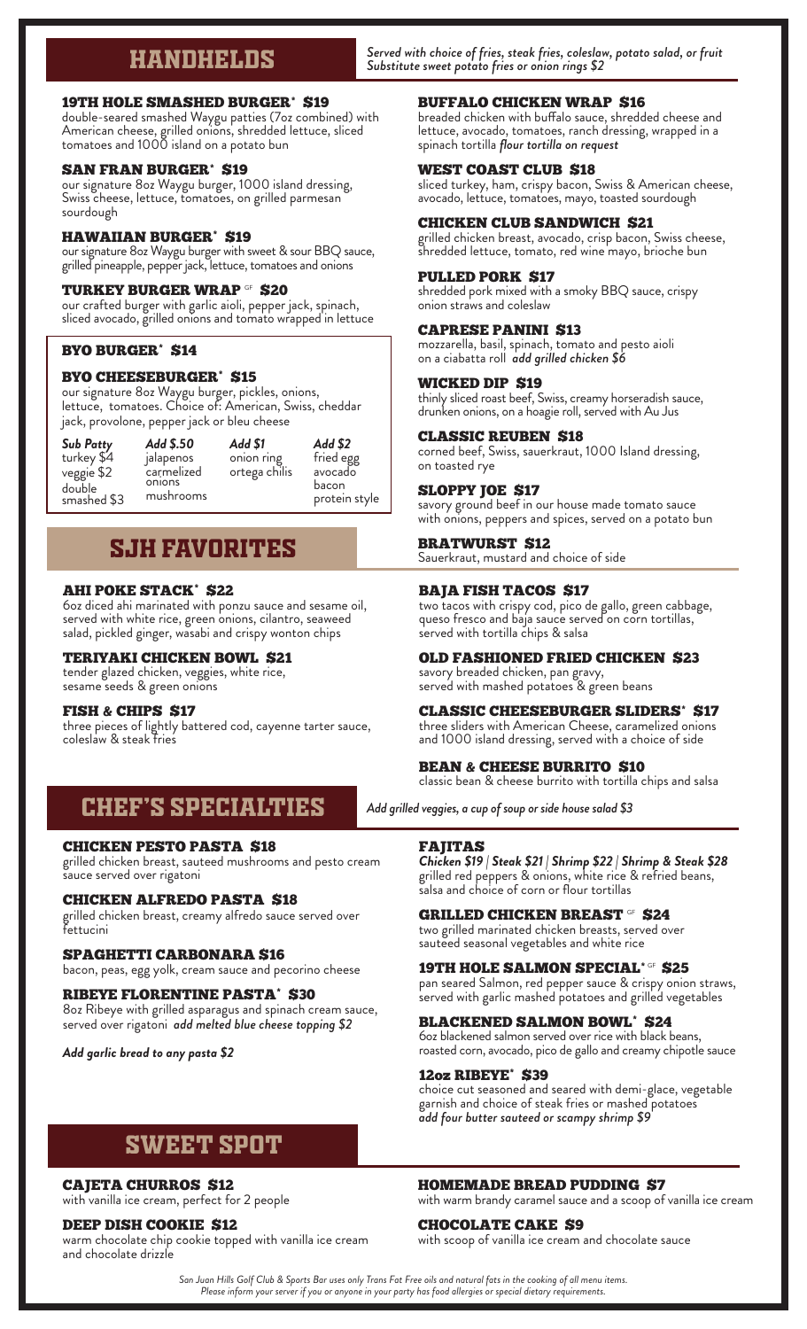## HANDHELDS

*Served with choice of fries, steak fries, coleslaw, potato salad, or fruit*
*Substitute sweet potato fries or onion rings $2*

### 19TH HOLE SMASHED BURGER* $19
double-seared smashed Waygu patties (7oz combined) with American cheese, grilled onions, shredded lettuce, sliced tomatoes and 1000 island on a potato bun

### SAN FRAN BURGER* $19
our signature 8oz Waygu burger, 1000 island dressing, Swiss cheese, lettuce, tomatoes, on grilled parmesan sourdough

### HAWAIIAN BURGER* $19
our signature 8oz Waygu burger with sweet & sour BBQ sauce, grilled pineapple, pepper jack, lettuce, tomatoes and onions

### TURKEY BURGER WRAP GF $20
our crafted burger with garlic aioli, pepper jack, spinach, sliced avocado, grilled onions and tomato wrapped in lettuce

### BYO BURGER* $14

### BYO CHEESEBURGER* $15
our signature 8oz Waygu burger, pickles, onions, lettuce, tomatoes. Choice of: American, Swiss, cheddar jack, provolone, pepper jack or bleu cheese

| *Sub Patty* | *Add $.50* | *Add $1* | *Add $2* |
|---|---|---|---|
| turkey $4 | jalapenos | onion ring | fried egg |
| veggie $2 | carmelized onions | ortega chilis | avocado |
| double smashed $3 | mushrooms | | bacon |
| | | | protein style |

### BUFFALO CHICKEN WRAP $16
breaded chicken with buffalo sauce, shredded cheese and lettuce, avocado, tomatoes, ranch dressing, wrapped in a spinach tortilla ***flour tortilla on request***

### WEST COAST CLUB $18
sliced turkey, ham, crispy bacon, Swiss & American cheese, avocado, lettuce, tomatoes, mayo, toasted sourdough

### CHICKEN CLUB SANDWICH $21
grilled chicken breast, avocado, crisp bacon, Swiss cheese, shredded lettuce, tomato, red wine mayo, brioche bun

### PULLED PORK $17
shredded pork mixed with a smoky BBQ sauce, crispy onion straws and coleslaw

### CAPRESE PANINI $13
mozzarella, basil, spinach, tomato and pesto aioli on a ciabatta roll ***add grilled chicken $6***

### WICKED DIP $19
thinly sliced roast beef, Swiss, creamy horseradish sauce, drunken onions, on a hoagie roll, served with Au Jus

### CLASSIC REUBEN $18
corned beef, Swiss, sauerkraut, 1000 Island dressing, on toasted rye

### SLOPPY JOE $17
savory ground beef in our house made tomato sauce with onions, peppers and spices, served on a potato bun

### BRATWURST $12
Sauerkraut, mustard and choice of side

## SJH FAVORITES

### AHI POKE STACK* $22
6oz diced ahi marinated with ponzu sauce and sesame oil, served with white rice, green onions, cilantro, seaweed salad, pickled ginger, wasabi and crispy wonton chips

### TERIYAKI CHICKEN BOWL $21
tender glazed chicken, veggies, white rice, sesame seeds & green onions

### FISH & CHIPS $17
three pieces of lightly battered cod, cayenne tarter sauce, coleslaw & steak fries

### BAJA FISH TACOS $17
two tacos with crispy cod, pico de gallo, green cabbage, queso fresco and baja sauce served on corn tortillas, served with tortilla chips & salsa

### OLD FASHIONED FRIED CHICKEN $23
savory breaded chicken, pan gravy, served with mashed potatoes & green beans

### CLASSIC CHEESEBURGER SLIDERS* $17
three sliders with American Cheese, caramelized onions and 1000 island dressing, served with a choice of side

### BEAN & CHEESE BURRITO $10
classic bean & cheese burrito with tortilla chips and salsa

## CHEF'S SPECIALTIES

*Add grilled veggies, a cup of soup or side house salad $3*

### CHICKEN PESTO PASTA $18
grilled chicken breast, sauteed mushrooms and pesto cream sauce served over rigatoni

### CHICKEN ALFREDO PASTA $18
grilled chicken breast, creamy alfredo sauce served over fettucini

### SPAGHETTI CARBONARA $16
bacon, peas, egg yolk, cream sauce and pecorino cheese

### RIBEYE FLORENTINE PASTA* $30
8oz Ribeye with grilled asparagus and spinach cream sauce, served over rigatoni ***add melted blue cheese topping $2***

***Add garlic bread to any pasta $2***

### FAJITAS
***Chicken $19 | Steak $21 | Shrimp $22 | Shrimp & Steak $28***
grilled red peppers & onions, white rice & refried beans, salsa and choice of corn or flour tortillas

### GRILLED CHICKEN BREAST GF $24
two grilled marinated chicken breasts, served over sauteed seasonal vegetables and white rice

### 19TH HOLE SALMON SPECIAL* GF $25
pan seared Salmon, red pepper sauce & crispy onion straws, served with garlic mashed potatoes and grilled vegetables

### BLACKENED SALMON BOWL* $24
6oz blackened salmon served over rice with black beans, roasted corn, avocado, pico de gallo and creamy chipotle sauce

### 12oz RIBEYE* $39
choice cut seasoned and seared with demi-glace, vegetable garnish and choice of steak fries or mashed potatoes
***add four butter sauteed or scampy shrimp $9***

## SWEET SPOT

### CAJETA CHURROS $12
with vanilla ice cream, perfect for 2 people

### DEEP DISH COOKIE $12
warm chocolate chip cookie topped with vanilla ice cream and chocolate drizzle

### HOMEMADE BREAD PUDDING $7
with warm brandy caramel sauce and a scoop of vanilla ice cream

### CHOCOLATE CAKE $9
with scoop of vanilla ice cream and chocolate sauce

*San Juan Hills Golf Club & Sports Bar uses only Trans Fat Free oils and natural fats in the cooking of all menu items. Please inform your server if you or anyone in your party has food allergies or special dietary requirements.*